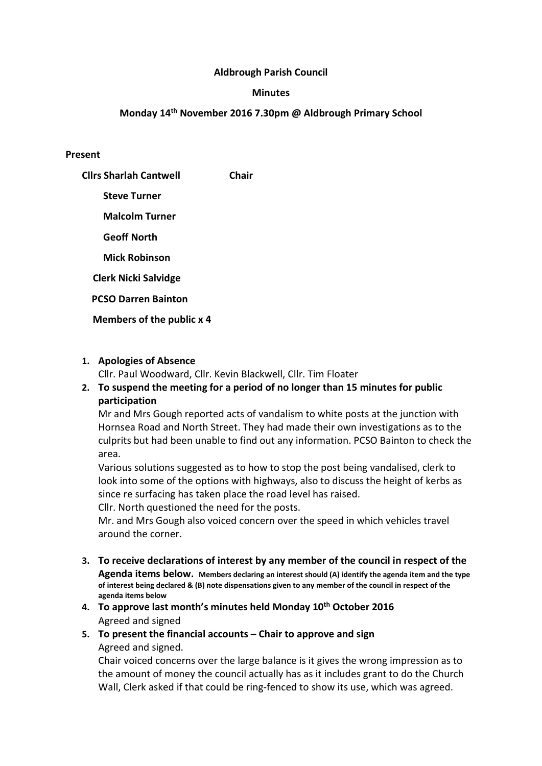**Aldbrough Parish Council**

**Minutes**

**Monday 14th November 2016 7.30pm @ Aldbrough Primary School**

**Present**

**Cllrs Sharlah Cantwell** **Chair**

**Steve Turner**

**Malcolm Turner**

**Geoff North**

**Mick Robinson**

**Clerk Nicki Salvidge**

**PCSO Darren Bainton**

**Members of the public x 4**

1. **Apologies of Absence**
   Cllr. Paul Woodward, Cllr. Kevin Blackwell, Cllr. Tim Floater
2. **To suspend the meeting for a period of no longer than 15 minutes for public participation**
   Mr and Mrs Gough reported acts of vandalism to white posts at the junction with Hornsea Road and North Street. They had made their own investigations as to the culprits but had been unable to find out any information. PCSO Bainton to check the area.
   Various solutions suggested as to how to stop the post being vandalised, clerk to look into some of the options with highways, also to discuss the height of kerbs as since re surfacing has taken place the road level has raised.
   Cllr. North questioned the need for the posts.
   Mr. and Mrs Gough also voiced concern over the speed in which vehicles travel around the corner.
3. **To receive declarations of interest by any member of the council in respect of the Agenda items below.** **Members declaring an interest should (A) identify the agenda item and the type of interest being declared & (B) note dispensations given to any member of the council in respect of the agenda items below**
4. **To approve last month's minutes held Monday 10th October 2016**
   Agreed and signed
5. **To present the financial accounts – Chair to approve and sign**
   Agreed and signed.
   Chair voiced concerns over the large balance is it gives the wrong impression as to the amount of money the council actually has as it includes grant to do the Church Wall, Clerk asked if that could be ring-fenced to show its use, which was agreed.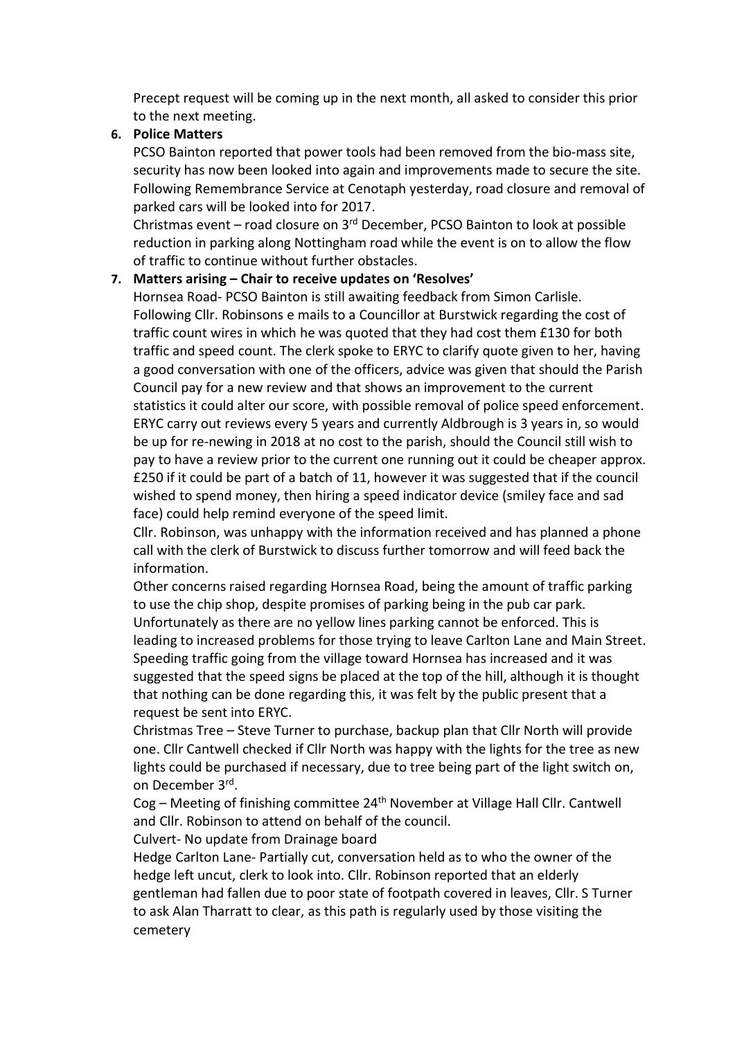Precept request will be coming up in the next month, all asked to consider this prior to the next meeting.

**6. Police Matters**

PCSO Bainton reported that power tools had been removed from the bio-mass site, security has now been looked into again and improvements made to secure the site. Following Remembrance Service at Cenotaph yesterday, road closure and removal of parked cars will be looked into for 2017.

Christmas event – road closure on 3rd December, PCSO Bainton to look at possible reduction in parking along Nottingham road while the event is on to allow the flow of traffic to continue without further obstacles.

**7. Matters arising – Chair to receive updates on 'Resolves'**

Hornsea Road- PCSO Bainton is still awaiting feedback from Simon Carlisle. Following Cllr. Robinsons e mails to a Councillor at Burstwick regarding the cost of traffic count wires in which he was quoted that they had cost them £130 for both traffic and speed count. The clerk spoke to ERYC to clarify quote given to her, having a good conversation with one of the officers, advice was given that should the Parish Council pay for a new review and that shows an improvement to the current statistics it could alter our score, with possible removal of police speed enforcement. ERYC carry out reviews every 5 years and currently Aldbrough is 3 years in, so would be up for re-newing in 2018 at no cost to the parish, should the Council still wish to pay to have a review prior to the current one running out it could be cheaper approx. £250 if it could be part of a batch of 11, however it was suggested that if the council wished to spend money, then hiring a speed indicator device (smiley face and sad face) could help remind everyone of the speed limit.

Cllr. Robinson, was unhappy with the information received and has planned a phone call with the clerk of Burstwick to discuss further tomorrow and will feed back the information.

Other concerns raised regarding Hornsea Road, being the amount of traffic parking to use the chip shop, despite promises of parking being in the pub car park. Unfortunately as there are no yellow lines parking cannot be enforced. This is leading to increased problems for those trying to leave Carlton Lane and Main Street. Speeding traffic going from the village toward Hornsea has increased and it was suggested that the speed signs be placed at the top of the hill, although it is thought that nothing can be done regarding this, it was felt by the public present that a request be sent into ERYC.

Christmas Tree – Steve Turner to purchase, backup plan that Cllr North will provide one. Cllr Cantwell checked if Cllr North was happy with the lights for the tree as new lights could be purchased if necessary, due to tree being part of the light switch on, on December 3rd.

Cog – Meeting of finishing committee 24th November at Village Hall Cllr. Cantwell and Cllr. Robinson to attend on behalf of the council.

Culvert- No update from Drainage board

Hedge Carlton Lane- Partially cut, conversation held as to who the owner of the hedge left uncut, clerk to look into. Cllr. Robinson reported that an elderly gentleman had fallen due to poor state of footpath covered in leaves, Cllr. S Turner to ask Alan Tharratt to clear, as this path is regularly used by those visiting the cemetery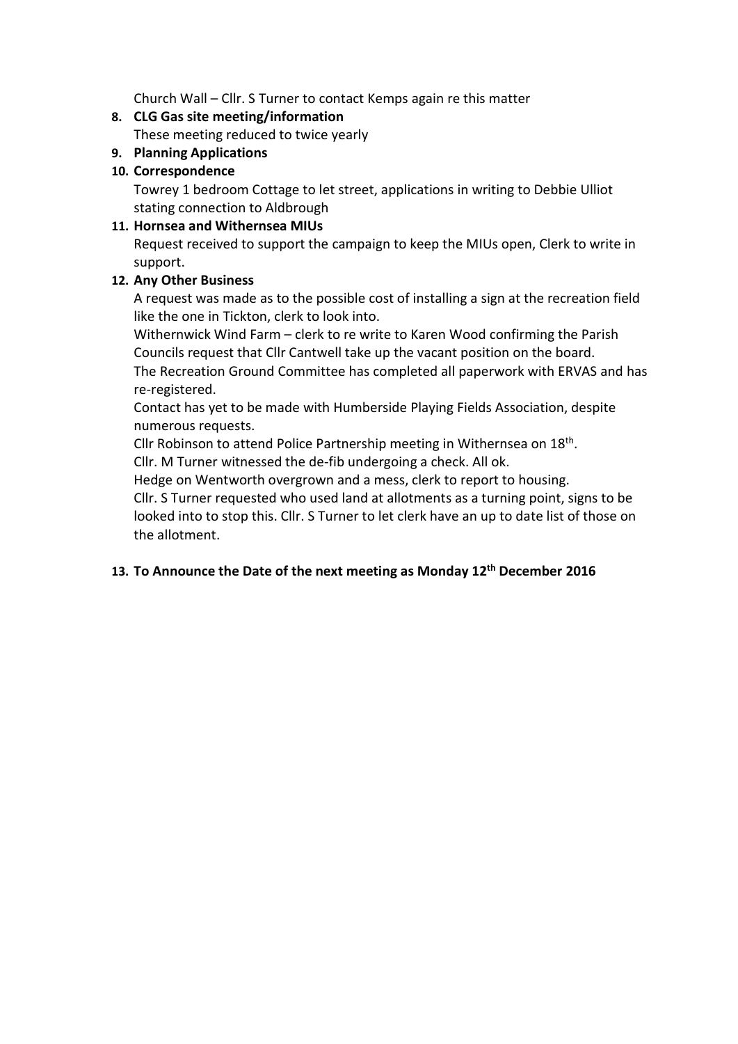Church Wall – Cllr. S Turner to contact Kemps again re this matter

8. **CLG Gas site meeting/information**

   These meeting reduced to twice yearly

9. **Planning Applications**

10. **Correspondence**

    Towrey 1 bedroom Cottage to let street, applications in writing to Debbie Ulliot stating connection to Aldbrough

11. **Hornsea and Withernsea MIUs**

    Request received to support the campaign to keep the MIUs open, Clerk to write in support.

12. **Any Other Business**

    A request was made as to the possible cost of installing a sign at the recreation field like the one in Tickton, clerk to look into.

    Withernwick Wind Farm – clerk to re write to Karen Wood confirming the Parish Councils request that Cllr Cantwell take up the vacant position on the board.

    The Recreation Ground Committee has completed all paperwork with ERVAS and has re-registered.

    Contact has yet to be made with Humberside Playing Fields Association, despite numerous requests.

    Cllr Robinson to attend Police Partnership meeting in Withernsea on 18th.

    Cllr. M Turner witnessed the de-fib undergoing a check. All ok.

    Hedge on Wentworth overgrown and a mess, clerk to report to housing.

    Cllr. S Turner requested who used land at allotments as a turning point, signs to be looked into to stop this. Cllr. S Turner to let clerk have an up to date list of those on the allotment.

13. **To Announce the Date of the next meeting as Monday 12th December 2016**